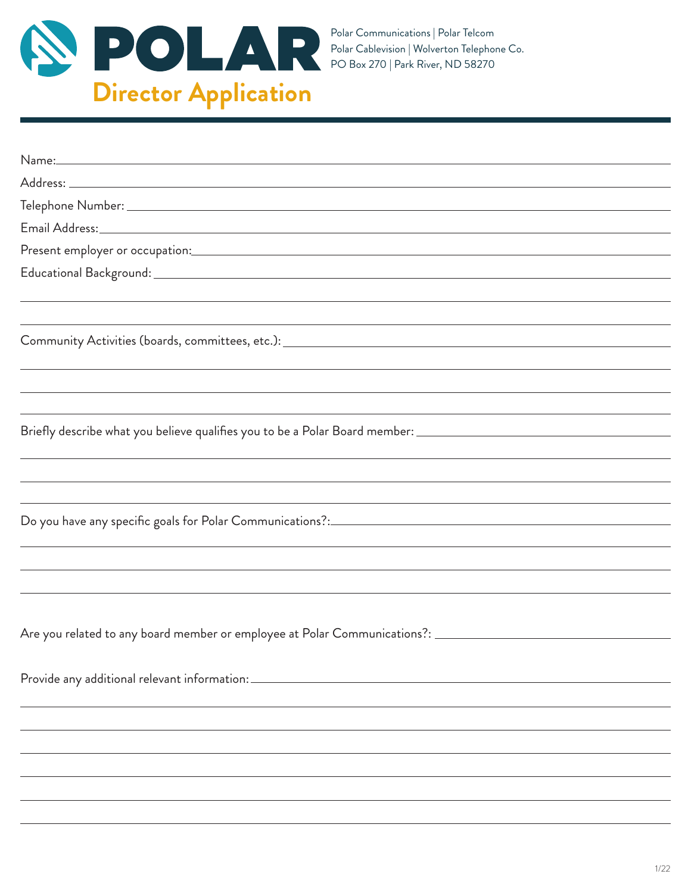# POLAR

Polar Communications | Polar Telcom
Polar Cablevision | Wolverton Telephone Co.
PO Box 270 | Park River, ND 58270

## Director Application

Name: ______________________________

Address: ______________________________

Telephone Number: ______________________________

Email Address: ______________________________

Present employer or occupation: ______________________________

Educational Background: ______________________________

______________________________

______________________________

Community Activities (boards, committees, etc.): ______________________________

______________________________

______________________________

______________________________

Briefly describe what you believe qualifies you to be a Polar Board member: ______________________________

______________________________

______________________________

______________________________

Do you have any specific goals for Polar Communications?: ______________________________

______________________________

______________________________

______________________________

Are you related to any board member or employee at Polar Communications?: ______________________________

Provide any additional relevant information: ______________________________

______________________________

______________________________

______________________________

______________________________

______________________________

______________________________

1/22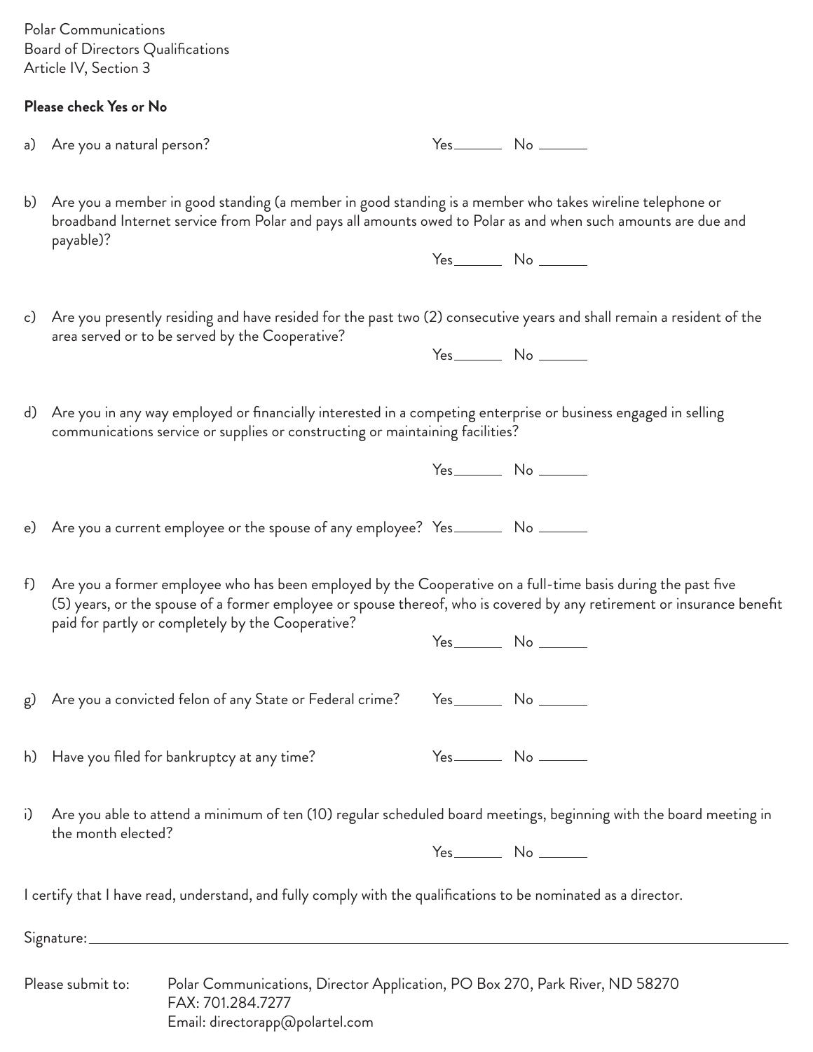Polar Communications
Board of Directors Qualifications
Article IV, Section 3

**Please check Yes or No**

a) Are you a natural person? Yes\_\_\_\_\_\_ No \_\_\_\_\_\_

b) Are you a member in good standing (a member in good standing is a member who takes wireline telephone or broadband Internet service from Polar and pays all amounts owed to Polar as and when such amounts are due and payable)?

Yes\_\_\_\_\_\_ No \_\_\_\_\_\_

c) Are you presently residing and have resided for the past two (2) consecutive years and shall remain a resident of the area served or to be served by the Cooperative?

Yes\_\_\_\_\_\_ No \_\_\_\_\_\_

d) Are you in any way employed or financially interested in a competing enterprise or business engaged in selling communications service or supplies or constructing or maintaining facilities?

Yes\_\_\_\_\_\_ No \_\_\_\_\_\_

e) Are you a current employee or the spouse of any employee? Yes\_\_\_\_\_\_ No \_\_\_\_\_\_

f) Are you a former employee who has been employed by the Cooperative on a full-time basis during the past five (5) years, or the spouse of a former employee or spouse thereof, who is covered by any retirement or insurance benefit paid for partly or completely by the Cooperative?

Yes\_\_\_\_\_\_ No \_\_\_\_\_\_

g) Are you a convicted felon of any State or Federal crime? Yes\_\_\_\_\_\_ No \_\_\_\_\_\_

h) Have you filed for bankruptcy at any time? Yes\_\_\_\_\_\_ No \_\_\_\_\_\_

i) Are you able to attend a minimum of ten (10) regular scheduled board meetings, beginning with the board meeting in the month elected?

Yes\_\_\_\_\_\_ No \_\_\_\_\_\_

I certify that I have read, understand, and fully comply with the qualifications to be nominated as a director.

Signature:\_\_\_\_\_\_\_\_\_\_\_\_\_\_\_\_\_\_\_\_\_\_\_\_\_\_\_\_\_\_\_\_\_\_\_\_\_\_\_\_

Please submit to: Polar Communications, Director Application, PO Box 270, Park River, ND 58270
FAX: 701.284.7277
Email: directorapp@polartel.com